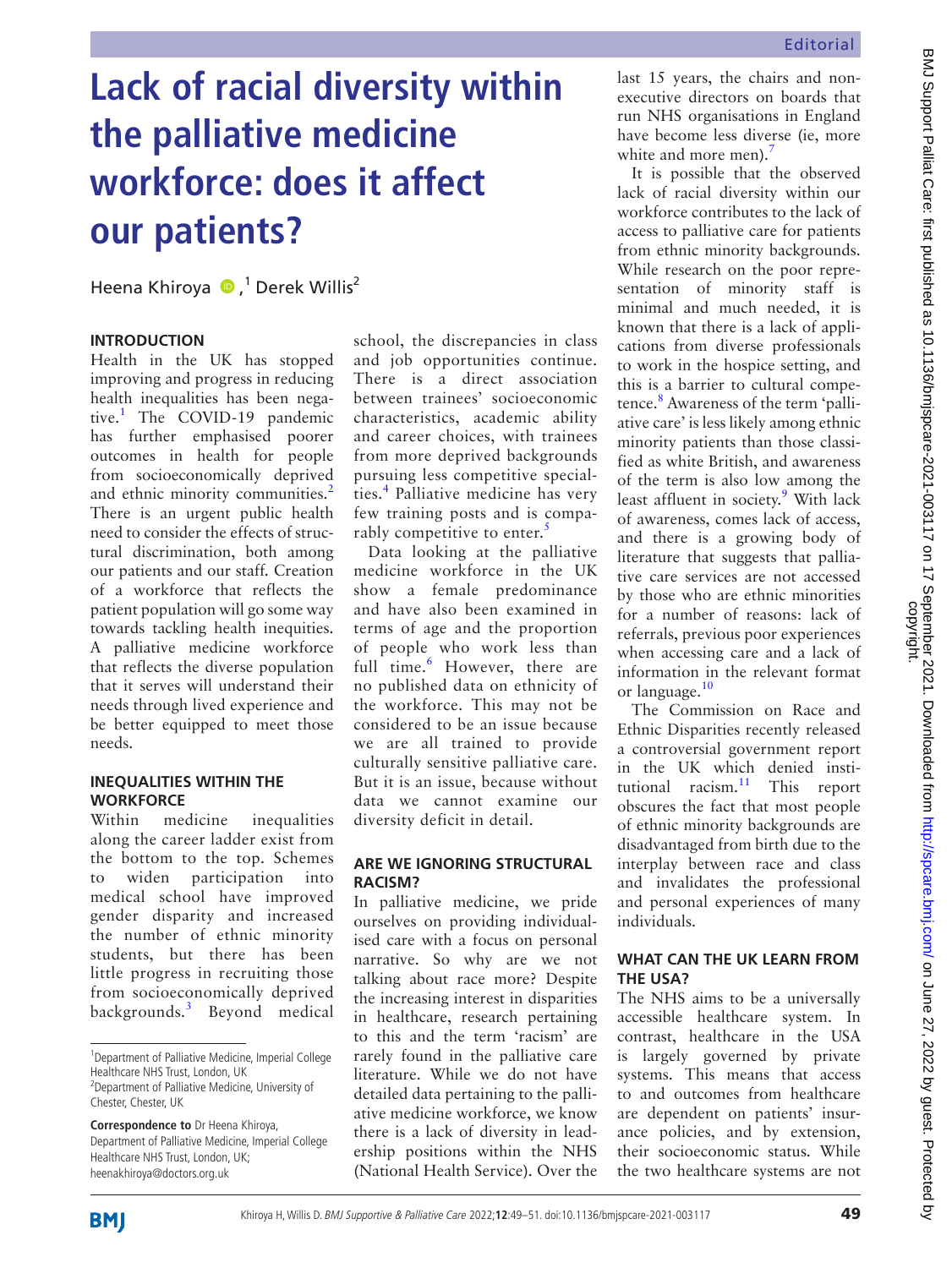# Lack of racial diversity within the palliative medicine workforce: does it affect our patients?

Heena Khiroya[1], Derek Willis[2]

[1]Department of Palliative Medicine, Imperial College Healthcare NHS Trust, London, UK
[2]Department of Palliative Medicine, University of Chester, Chester, UK

**Correspondence to** Dr Heena Khiroya, Department of Palliative Medicine, Imperial College Healthcare NHS Trust, London, UK; heenakhiroya@doctors.org.uk

## INTRODUCTION

Health in the UK has stopped improving and progress in reducing health inequalities has been negative.[1] The COVID-19 pandemic has further emphasised poorer outcomes in health for people from socioeconomically deprived and ethnic minority communities.[2] There is an urgent public health need to consider the effects of structural discrimination, both among our patients and our staff. Creation of a workforce that reflects the patient population will go some way towards tackling health inequities. A palliative medicine workforce that reflects the diverse population that it serves will understand their needs through lived experience and be better equipped to meet those needs.

## INEQUALITIES WITHIN THE WORKFORCE

Within medicine inequalities along the career ladder exist from the bottom to the top. Schemes to widen participation into medical school have improved gender disparity and increased the number of ethnic minority students, but there has been little progress in recruiting those from socioeconomically deprived backgrounds.[3] Beyond medical school, the discrepancies in class and job opportunities continue. There is a direct association between trainees' socioeconomic characteristics, academic ability and career choices, with trainees from more deprived backgrounds pursuing less competitive specialties.[4] Palliative medicine has very few training posts and is comparably competitive to enter.[5]

Data looking at the palliative medicine workforce in the UK show a female predominance and have also been examined in terms of age and the proportion of people who work less than full time.[6] However, there are no published data on ethnicity of the workforce. This may not be considered to be an issue because we are all trained to provide culturally sensitive palliative care. But it is an issue, because without data we cannot examine our diversity deficit in detail.

## ARE WE IGNORING STRUCTURAL RACISM?

In palliative medicine, we pride ourselves on providing individualised care with a focus on personal narrative. So why are we not talking about race more? Despite the increasing interest in disparities in healthcare, research pertaining to this and the term 'racism' are rarely found in the palliative care literature. While we do not have detailed data pertaining to the palliative medicine workforce, we know there is a lack of diversity in leadership positions within the NHS (National Health Service). Over the last 15 years, the chairs and non-executive directors on boards that run NHS organisations in England have become less diverse (ie, more white and more men).[7]

It is possible that the observed lack of racial diversity within our workforce contributes to the lack of access to palliative care for patients from ethnic minority backgrounds. While research on the poor representation of minority staff is minimal and much needed, it is known that there is a lack of applications from diverse professionals to work in the hospice setting, and this is a barrier to cultural competence.[8] Awareness of the term 'palliative care' is less likely among ethnic minority patients than those classified as white British, and awareness of the term is also low among the least affluent in society.[9] With lack of awareness, comes lack of access, and there is a growing body of literature that suggests that palliative care services are not accessed by those who are ethnic minorities for a number of reasons: lack of referrals, previous poor experiences when accessing care and a lack of information in the relevant format or language.[10]

The Commission on Race and Ethnic Disparities recently released a controversial government report in the UK which denied institutional racism.[11] This report obscures the fact that most people of ethnic minority backgrounds are disadvantaged from birth due to the interplay between race and class and invalidates the professional and personal experiences of many individuals.

## WHAT CAN THE UK LEARN FROM THE USA?

The NHS aims to be a universally accessible healthcare system. In contrast, healthcare in the USA is largely governed by private systems. This means that access to and outcomes from healthcare are dependent on patients' insurance policies, and by extension, their socioeconomic status. While the two healthcare systems are not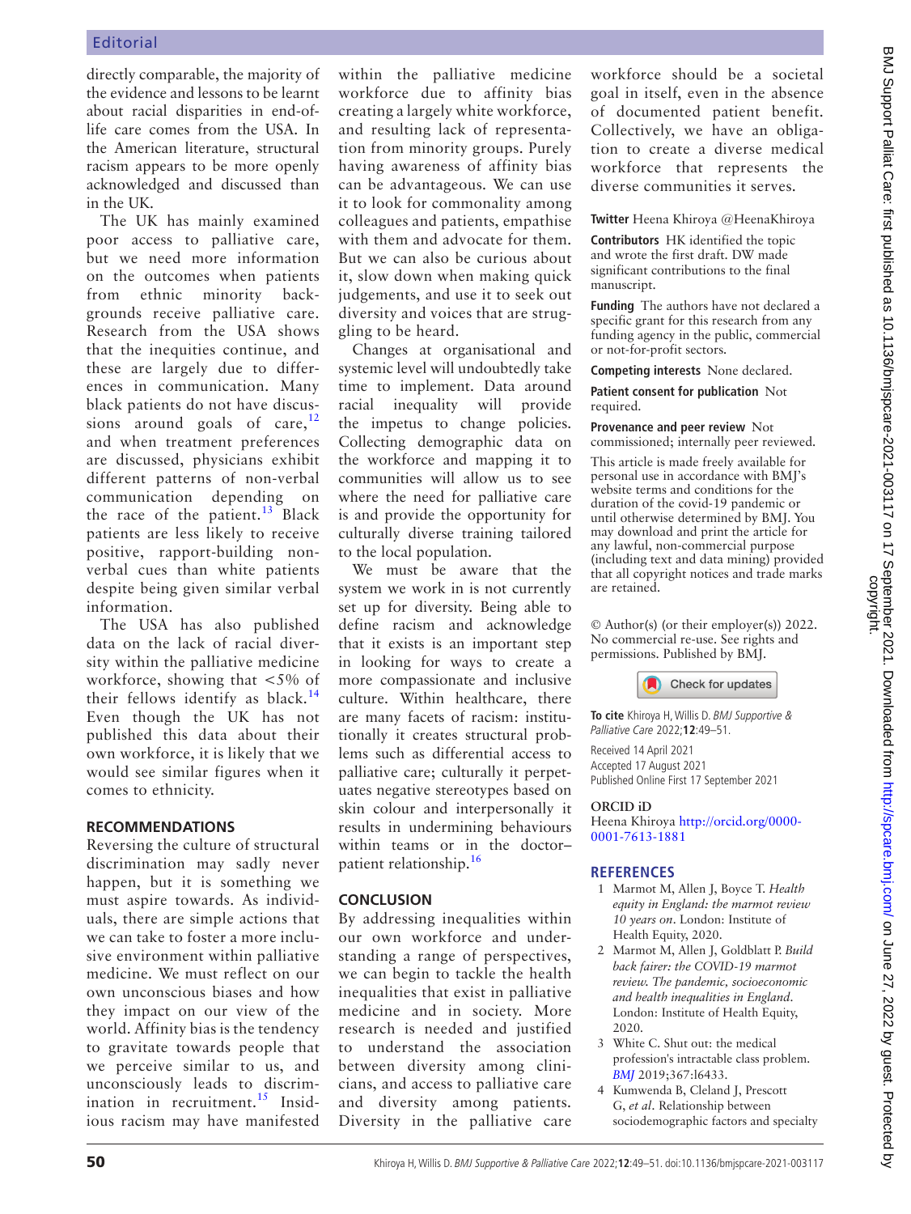directly comparable, the majority of the evidence and lessons to be learnt about racial disparities in end-of-life care comes from the USA. In the American literature, structural racism appears to be more openly acknowledged and discussed than in the UK.

The UK has mainly examined poor access to palliative care, but we need more information on the outcomes when patients from ethnic minority backgrounds receive palliative care. Research from the USA shows that the inequities continue, and these are largely due to differences in communication. Many black patients do not have discussions around goals of care,[12] and when treatment preferences are discussed, physicians exhibit different patterns of non-verbal communication depending on the race of the patient.[13] Black patients are less likely to receive positive, rapport-building non-verbal cues than white patients despite being given similar verbal information.

The USA has also published data on the lack of racial diversity within the palliative medicine workforce, showing that <5% of their fellows identify as black.[14] Even though the UK has not published this data about their own workforce, it is likely that we would see similar figures when it comes to ethnicity.

## RECOMMENDATIONS

Reversing the culture of structural discrimination may sadly never happen, but it is something we must aspire towards. As individuals, there are simple actions that we can take to foster a more inclusive environment within palliative medicine. We must reflect on our own unconscious biases and how they impact on our view of the world. Affinity bias is the tendency to gravitate towards people that we perceive similar to us, and unconsciously leads to discrimination in recruitment.[15] Insidious racism may have manifested within the palliative medicine workforce due to affinity bias creating a largely white workforce, and resulting lack of representation from minority groups. Purely having awareness of affinity bias can be advantageous. We can use it to look for commonality among colleagues and patients, empathise with them and advocate for them. But we can also be curious about it, slow down when making quick judgements, and use it to seek out diversity and voices that are struggling to be heard.

Changes at organisational and systemic level will undoubtedly take time to implement. Data around racial inequality will provide the impetus to change policies. Collecting demographic data on the workforce and mapping it to communities will allow us to see where the need for palliative care is and provide the opportunity for culturally diverse training tailored to the local population.

We must be aware that the system we work in is not currently set up for diversity. Being able to define racism and acknowledge that it exists is an important step in looking for ways to create a more compassionate and inclusive culture. Within healthcare, there are many facets of racism: institutionally it creates structural problems such as differential access to palliative care; culturally it perpetuates negative stereotypes based on skin colour and interpersonally it results in undermining behaviours within teams or in the doctor–patient relationship.[16]

## CONCLUSION

By addressing inequalities within our own workforce and understanding a range of perspectives, we can begin to tackle the health inequalities that exist in palliative medicine and in society. More research is needed and justified to understand the association between diversity among clinicians, and access to palliative care and diversity among patients. Diversity in the palliative care workforce should be a societal goal in itself, even in the absence of documented patient benefit. Collectively, we have an obligation to create a diverse medical workforce that represents the diverse communities it serves.

**Twitter** Heena Khiroya @HeenaKhiroya

**Contributors** HK identified the topic and wrote the first draft. DW made significant contributions to the final manuscript.

**Funding** The authors have not declared a specific grant for this research from any funding agency in the public, commercial or not-for-profit sectors.

**Competing interests** None declared.

**Patient consent for publication** Not required.

**Provenance and peer review** Not commissioned; internally peer reviewed.

This article is made freely available for personal use in accordance with BMJ's website terms and conditions for the duration of the covid-19 pandemic or until otherwise determined by BMJ. You may download and print the article for any lawful, non-commercial purpose (including text and data mining) provided that all copyright notices and trade marks are retained.

© Author(s) (or their employer(s)) 2022. No commercial re-use. See rights and permissions. Published by BMJ.

**To cite** Khiroya H, Willis D. *BMJ Supportive & Palliative Care* 2022;**12**:49–51.

Received 14 April 2021
Accepted 17 August 2021
Published Online First 17 September 2021

**ORCID iD**
Heena Khiroya http://orcid.org/0000-0001-7613-1881

## REFERENCES

1. Marmot M, Allen J, Boyce T. *Health equity in England: the marmot review 10 years on*. London: Institute of Health Equity, 2020.
2. Marmot M, Allen J, Goldblatt P. *Build back fairer: the COVID-19 marmot review. The pandemic, socioeconomic and health inequalities in England*. London: Institute of Health Equity, 2020.
3. White C. Shut out: the medical profession's intractable class problem. *BMJ* 2019;367:l6433.
4. Kumwenda B, Cleland J, Prescott G, *et al*. Relationship between sociodemographic factors and specialty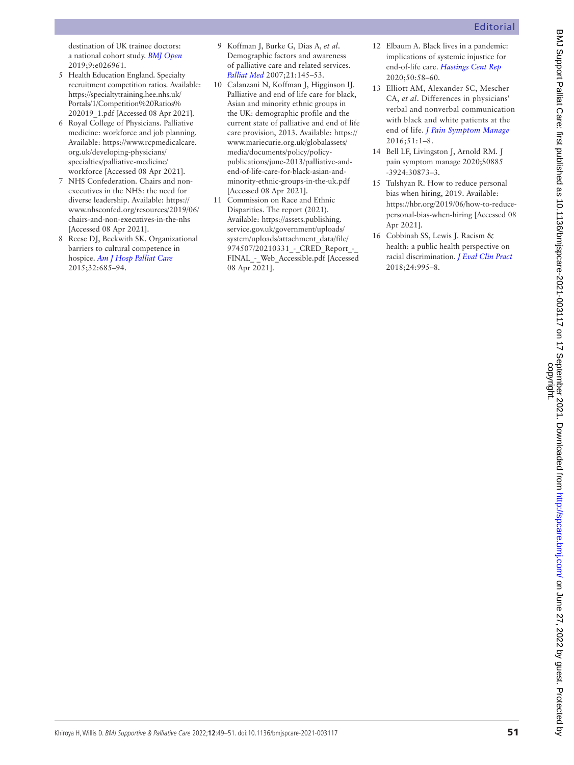destination of UK trainee doctors: a national cohort study. *BMJ Open* 2019;9:e026961.

5. Health Education England. Specialty recruitment competition ratios. Available: https://specialtytraining.hee.nhs.uk/Portals/1/Competition%20Ratios%202019_1.pdf [Accessed 08 Apr 2021].
6. Royal College of Physicians. Palliative medicine: workforce and job planning. Available: https://www.rcpmedicalcare.org.uk/developing-physicians/specialties/palliative-medicine/workforce [Accessed 08 Apr 2021].
7. NHS Confederation. Chairs and non-executives in the NHS: the need for diverse leadership. Available: https://www.nhsconfed.org/resources/2019/06/chairs-and-non-executives-in-the-nhs [Accessed 08 Apr 2021].
8. Reese DJ, Beckwith SK. Organizational barriers to cultural competence in hospice. *Am J Hosp Palliat Care* 2015;32:685–94.
9. Koffman J, Burke G, Dias A, *et al*. Demographic factors and awareness of palliative care and related services. *Palliat Med* 2007;21:145–53.
10. Calanzani N, Koffman J, Higginson IJ. Palliative and end of life care for black, Asian and minority ethnic groups in the UK: demographic profile and the current state of palliative and end of life care provision, 2013. Available: https://www.mariecurie.org.uk/globalassets/media/documents/policy/policy-publications/june-2013/palliative-and-end-of-life-care-for-black-asian-and-minority-ethnic-groups-in-the-uk.pdf [Accessed 08 Apr 2021].
11. Commission on Race and Ethnic Disparities. The report (2021). Available: https://assets.publishing.service.gov.uk/government/uploads/system/uploads/attachment_data/file/974507/20210331_-_CRED_Report_-_FINAL_-_Web_Accessible.pdf [Accessed 08 Apr 2021].
12. Elbaum A. Black lives in a pandemic: implications of systemic injustice for end-of-life care. *Hastings Cent Rep* 2020;50:58–60.
13. Elliott AM, Alexander SC, Mescher CA, *et al*. Differences in physicians' verbal and nonverbal communication with black and white patients at the end of life. *J Pain Symptom Manage* 2016;51:1–8.
14. Bell LF, Livingston J, Arnold RM. J pain symptom manage 2020;S0885-3924:30873–3.
15. Tulshyan R. How to reduce personal bias when hiring, 2019. Available: https://hbr.org/2019/06/how-to-reduce-personal-bias-when-hiring [Accessed 08 Apr 2021].
16. Cobbinah SS, Lewis J. Racism & health: a public health perspective on racial discrimination. *J Eval Clin Pract* 2018;24:995–8.